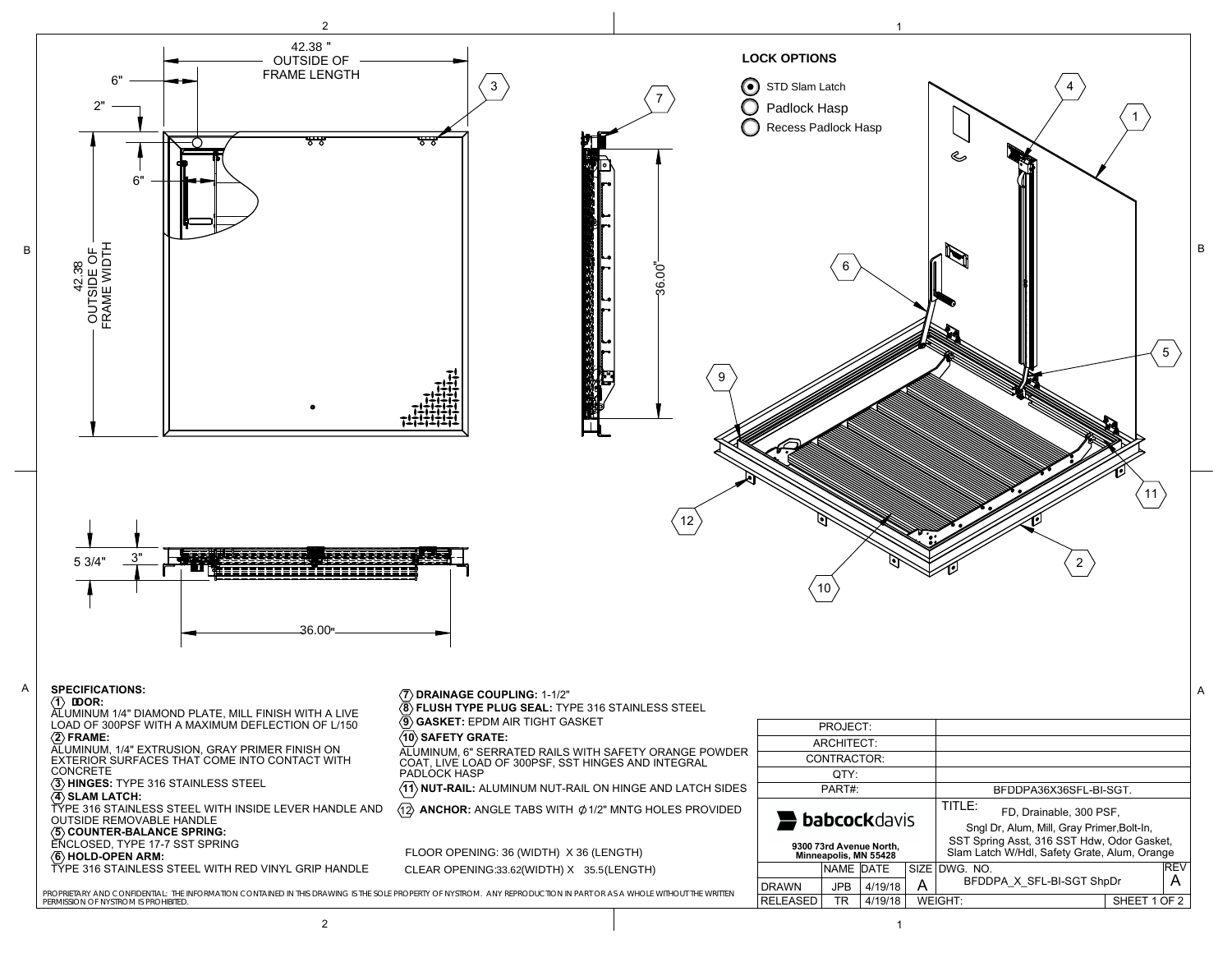42.38 " OUTSIDE OF FRAME LENGTH

6"

2"

6"

42.38 OUTSIDE OF FRAME WIDTH

36.00"

5 3/4"

3"

36.00"

**LOCK OPTIONS**

- (●) STD Slam Latch
- ( ) Padlock Hasp
- ( ) Recess Padlock Hasp

**SPECIFICATIONS:**

**(1) DOOR:**
ALUMINUM 1/4" DIAMOND PLATE, MILL FINISH WITH A LIVE LOAD OF 300PSF WITH A MAXIMUM DEFLECTION OF L/150

**(2) FRAME:**
ALUMINUM, 1/4" EXTRUSION, GRAY PRIMER FINISH ON EXTERIOR SURFACES THAT COME INTO CONTACT WITH CONCRETE

**(3) HINGES:** TYPE 316 STAINLESS STEEL

**(4) SLAM LATCH:**
TYPE 316 STAINLESS STEEL WITH INSIDE LEVER HANDLE AND OUTSIDE REMOVABLE HANDLE

**(5) COUNTER-BALANCE SPRING:**
ENCLOSED, TYPE 17-7 SST SPRING

**(6) HOLD-OPEN ARM:**
TYPE 316 STAINLESS STEEL WITH RED VINYL GRIP HANDLE

**(7) DRAINAGE COUPLING:** 1-1/2"

**(8) FLUSH TYPE PLUG SEAL:** TYPE 316 STAINLESS STEEL

**(9) GASKET:** EPDM AIR TIGHT GASKET

**(10) SAFETY GRATE:**
ALUMINUM, 6" SERRATED RAILS WITH SAFETY ORANGE POWDER COAT, LIVE LOAD OF 300PSF, SST HINGES AND INTEGRAL PADLOCK HASP

**(11) NUT-RAIL:** ALUMINUM NUT-RAIL ON HINGE AND LATCH SIDES

**(12) ANCHOR:** ANGLE TABS WITH ⌀1/2" MNTG HOLES PROVIDED

FLOOR OPENING: 36 (WIDTH) X 36 (LENGTH)

CLEAR OPENING:33.62(WIDTH) X 35.5(LENGTH)

PROPRIETARY AND CONFIDENTIAL: THE INFORMATION CONTAINED IN THIS DRAWING IS THE SOLE PROPERTY OF NYSTROM. ANY REPRODUCTION IN PART OR AS A WHOLE WITHOUT THE WRITTEN PERMISSION OF NYSTROM IS PROHIBITED.

| | | | | | |
|---|---|---|---|---|---|
| PROJECT: | | | | | |
| ARCHITECT: | | | | | |
| CONTRACTOR: | | | | | |
| QTY: | | | | | |
| PART#: | | | | BFDDPA36X36SFL-BI-SGT. | |
| **babcock**davis 9300 73rd Avenue North, Minneapolis, MN 55428 | | | | TITLE: FD, Drainable, 300 PSF, Sngl Dr, Alum, Mill, Gray Primer,Bolt-In, SST Spring Asst, 316 SST Hdw, Odor Gasket, Slam Latch W/Hdl, Safety Grate, Alum, Orange | |
| | NAME | DATE | SIZE | DWG. NO. | REV |
| DRAWN | JPB | 4/19/18 | A | BFDDPA_X_SFL-BI-SGT ShpDr | A |
| RELEASED | TR | 4/19/18 | | WEIGHT: | SHEET 1 OF 2 |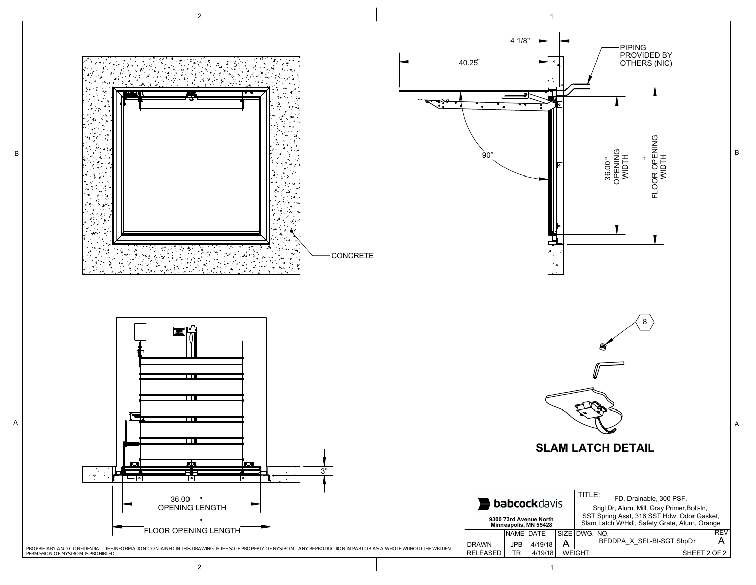4 1/8"

40.25"

PIPING PROVIDED BY OTHERS (NIC)

90°

36.00" OPENING WIDTH

" FLOOR OPENING WIDTH

CONCRETE

8

SLAM LATCH DETAIL

3"

36.00 " OPENING LENGTH

" FLOOR OPENING LENGTH

PROPRIETARY AND CONFIDENTIAL: THE INFORMATION CONTAINED IN THIS DRAWING IS THE SOLE PROPERTY OF NYSTROM. ANY REPRODUCTION IN PART OR AS A WHOLE WITHOUT THE WRITTEN PERMISSION OF NYSTROM IS PROHIBITED.

| | | | | |
|---|---|---|---|---|
| **babcock**davis<br>9300 73rd Avenue North<br>Minneapolis, MN 55428 | | | | TITLE: FD, Drainable, 300 PSF, Sngl Dr, Alum, Mill, Gray Primer,Bolt-In, SST Spring Asst, 316 SST Hdw, Odor Gasket, Slam Latch W/Hdl, Safety Grate, Alum, Orange |
| | NAME | DATE | SIZE | DWG. NO. BFDDPA_X_SFL-BI-SGT ShpDr — REV A |
| DRAWN | JPB | 4/19/18 | A | |
| RELEASED | TR | 4/19/18 | | WEIGHT: — SHEET 2 OF 2 |